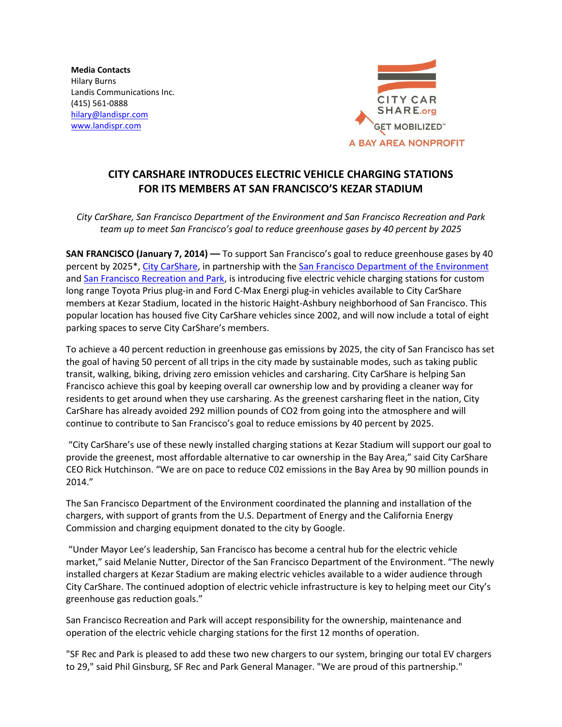**Media Contacts**
Hilary Burns
Landis Communications Inc.
(415) 561-0888
hilary@landispr.com
www.landispr.com

CITY CAR SHARE.org
GET MOBILIZED℠
A BAY AREA NONPROFIT

# CITY CARSHARE INTRODUCES ELECTRIC VEHICLE CHARGING STATIONS FOR ITS MEMBERS AT SAN FRANCISCO'S KEZAR STADIUM

*City CarShare, San Francisco Department of the Environment and San Francisco Recreation and Park team up to meet San Francisco's goal to reduce greenhouse gases by 40 percent by 2025*

**SAN FRANCISCO (January 7, 2014) —** To support San Francisco's goal to reduce greenhouse gases by 40 percent by 2025*, City CarShare, in partnership with the San Francisco Department of the Environment and San Francisco Recreation and Park, is introducing five electric vehicle charging stations for custom long range Toyota Prius plug-in and Ford C-Max Energi plug-in vehicles available to City CarShare members at Kezar Stadium, located in the historic Haight-Ashbury neighborhood of San Francisco. This popular location has housed five City CarShare vehicles since 2002, and will now include a total of eight parking spaces to serve City CarShare's members.

To achieve a 40 percent reduction in greenhouse gas emissions by 2025, the city of San Francisco has set the goal of having 50 percent of all trips in the city made by sustainable modes, such as taking public transit, walking, biking, driving zero emission vehicles and carsharing. City CarShare is helping San Francisco achieve this goal by keeping overall car ownership low and by providing a cleaner way for residents to get around when they use carsharing. As the greenest carsharing fleet in the nation, City CarShare has already avoided 292 million pounds of $CO_2$ from going into the atmosphere and will continue to contribute to San Francisco's goal to reduce emissions by 40 percent by 2025.

"City CarShare's use of these newly installed charging stations at Kezar Stadium will support our goal to provide the greenest, most affordable alternative to car ownership in the Bay Area," said City CarShare CEO Rick Hutchinson. "We are on pace to reduce C02 emissions in the Bay Area by 90 million pounds in 2014."

The San Francisco Department of the Environment coordinated the planning and installation of the chargers, with support of grants from the U.S. Department of Energy and the California Energy Commission and charging equipment donated to the city by Google.

"Under Mayor Lee's leadership, San Francisco has become a central hub for the electric vehicle market," said Melanie Nutter, Director of the San Francisco Department of the Environment. "The newly installed chargers at Kezar Stadium are making electric vehicles available to a wider audience through City CarShare. The continued adoption of electric vehicle infrastructure is key to helping meet our City's greenhouse gas reduction goals."

San Francisco Recreation and Park will accept responsibility for the ownership, maintenance and operation of the electric vehicle charging stations for the first 12 months of operation.

"SF Rec and Park is pleased to add these two new chargers to our system, bringing our total EV chargers to 29," said Phil Ginsburg, SF Rec and Park General Manager. "We are proud of this partnership."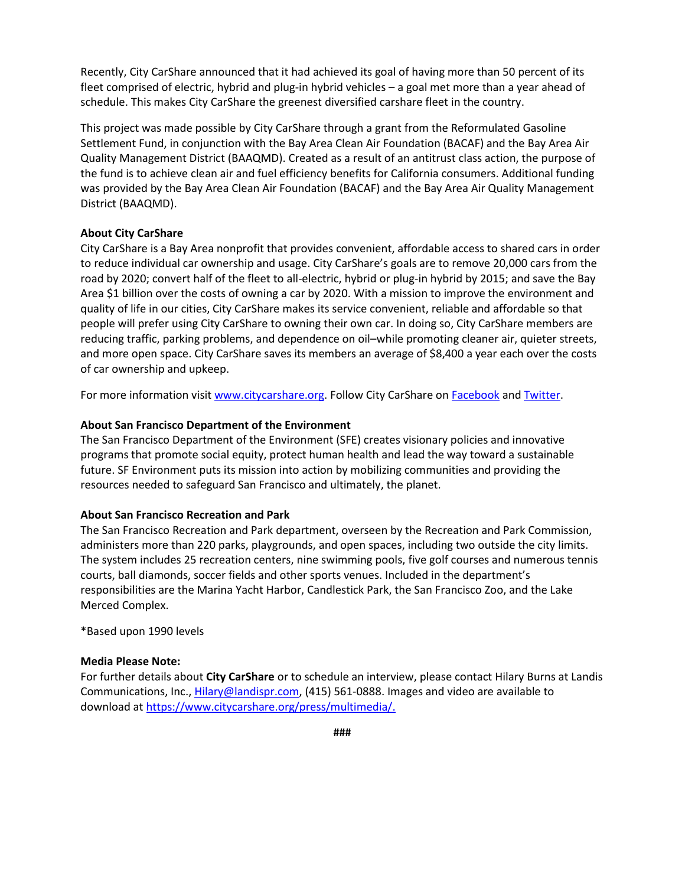Recently, City CarShare announced that it had achieved its goal of having more than 50 percent of its fleet comprised of electric, hybrid and plug-in hybrid vehicles – a goal met more than a year ahead of schedule. This makes City CarShare the greenest diversified carshare fleet in the country.

This project was made possible by City CarShare through a grant from the Reformulated Gasoline Settlement Fund, in conjunction with the Bay Area Clean Air Foundation (BACAF) and the Bay Area Air Quality Management District (BAAQMD). Created as a result of an antitrust class action, the purpose of the fund is to achieve clean air and fuel efficiency benefits for California consumers. Additional funding was provided by the Bay Area Clean Air Foundation (BACAF) and the Bay Area Air Quality Management District (BAAQMD).

**About City CarShare**
City CarShare is a Bay Area nonprofit that provides convenient, affordable access to shared cars in order to reduce individual car ownership and usage. City CarShare's goals are to remove 20,000 cars from the road by 2020; convert half of the fleet to all-electric, hybrid or plug-in hybrid by 2015; and save the Bay Area $1 billion over the costs of owning a car by 2020. With a mission to improve the environment and quality of life in our cities, City CarShare makes its service convenient, reliable and affordable so that people will prefer using City CarShare to owning their own car. In doing so, City CarShare members are reducing traffic, parking problems, and dependence on oil–while promoting cleaner air, quieter streets, and more open space. City CarShare saves its members an average of $8,400 a year each over the costs of car ownership and upkeep.

For more information visit [www.citycarshare.org](www.citycarshare.org). Follow City CarShare on [Facebook]() and [Twitter]().

**About San Francisco Department of the Environment**
The San Francisco Department of the Environment (SFE) creates visionary policies and innovative programs that promote social equity, protect human health and lead the way toward a sustainable future. SF Environment puts its mission into action by mobilizing communities and providing the resources needed to safeguard San Francisco and ultimately, the planet.

**About San Francisco Recreation and Park**
The San Francisco Recreation and Park department, overseen by the Recreation and Park Commission, administers more than 220 parks, playgrounds, and open spaces, including two outside the city limits. The system includes 25 recreation centers, nine swimming pools, five golf courses and numerous tennis courts, ball diamonds, soccer fields and other sports venues. Included in the department's responsibilities are the Marina Yacht Harbor, Candlestick Park, the San Francisco Zoo, and the Lake Merced Complex.

*Based upon 1990 levels

**Media Please Note:**
For further details about **City CarShare** or to schedule an interview, please contact Hilary Burns at Landis Communications, Inc., Hilary@landispr.com, (415) 561-0888. Images and video are available to download at https://www.citycarshare.org/press/multimedia/.

###